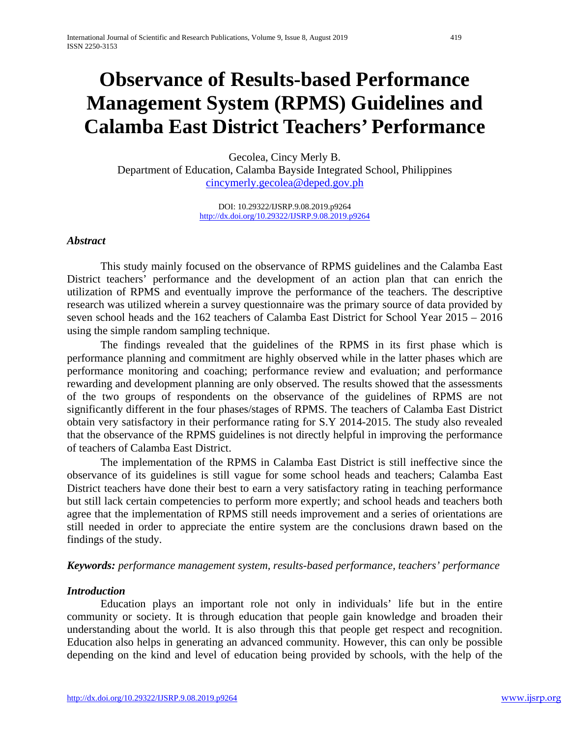# Observance of Results-based Performance Management System (RPMS) Guidelines and Calamba East District Teachers' Performance

Gecolea, Cincy Merly B.
Department of Education, Calamba Bayside Integrated School, Philippines
cincymerly.gecolea@deped.gov.ph

DOI: 10.29322/IJSRP.9.08.2019.p9264
http://dx.doi.org/10.29322/IJSRP.9.08.2019.p9264

### *Abstract*

This study mainly focused on the observance of RPMS guidelines and the Calamba East District teachers' performance and the development of an action plan that can enrich the utilization of RPMS and eventually improve the performance of the teachers. The descriptive research was utilized wherein a survey questionnaire was the primary source of data provided by seven school heads and the 162 teachers of Calamba East District for School Year 2015 – 2016 using the simple random sampling technique.

The findings revealed that the guidelines of the RPMS in its first phase which is performance planning and commitment are highly observed while in the latter phases which are performance monitoring and coaching; performance review and evaluation; and performance rewarding and development planning are only observed. The results showed that the assessments of the two groups of respondents on the observance of the guidelines of RPMS are not significantly different in the four phases/stages of RPMS. The teachers of Calamba East District obtain very satisfactory in their performance rating for S.Y 2014-2015. The study also revealed that the observance of the RPMS guidelines is not directly helpful in improving the performance of teachers of Calamba East District.

The implementation of the RPMS in Calamba East District is still ineffective since the observance of its guidelines is still vague for some school heads and teachers; Calamba East District teachers have done their best to earn a very satisfactory rating in teaching performance but still lack certain competencies to perform more expertly; and school heads and teachers both agree that the implementation of RPMS still needs improvement and a series of orientations are still needed in order to appreciate the entire system are the conclusions drawn based on the findings of the study.

***Keywords:*** *performance management system, results-based performance, teachers' performance*

### *Introduction*

Education plays an important role not only in individuals' life but in the entire community or society. It is through education that people gain knowledge and broaden their understanding about the world. It is also through this that people get respect and recognition. Education also helps in generating an advanced community. However, this can only be possible depending on the kind and level of education being provided by schools, with the help of the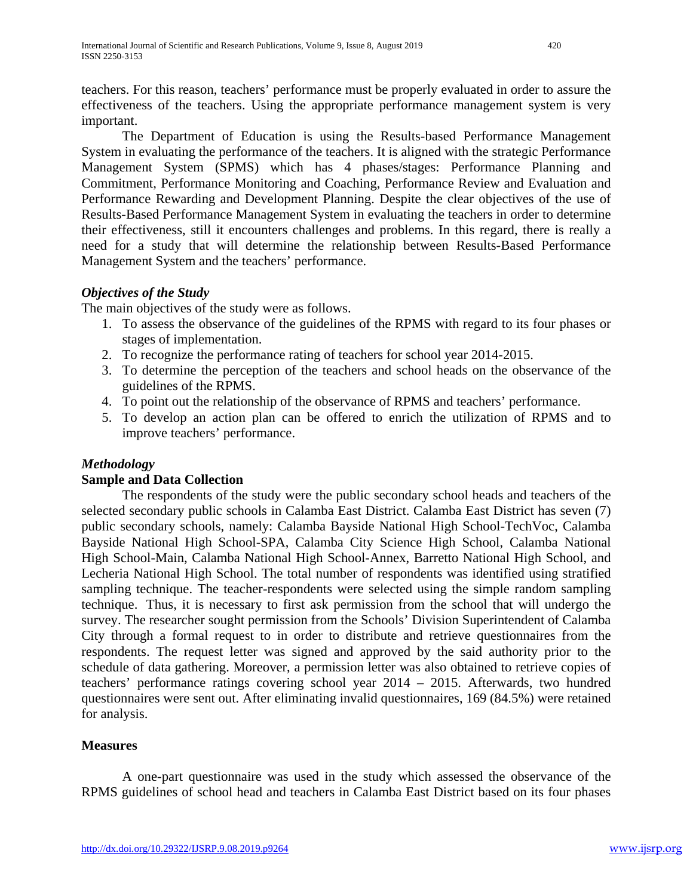teachers. For this reason, teachers' performance must be properly evaluated in order to assure the effectiveness of the teachers. Using the appropriate performance management system is very important.

The Department of Education is using the Results-based Performance Management System in evaluating the performance of the teachers. It is aligned with the strategic Performance Management System (SPMS) which has 4 phases/stages: Performance Planning and Commitment, Performance Monitoring and Coaching, Performance Review and Evaluation and Performance Rewarding and Development Planning. Despite the clear objectives of the use of Results-Based Performance Management System in evaluating the teachers in order to determine their effectiveness, still it encounters challenges and problems. In this regard, there is really a need for a study that will determine the relationship between Results-Based Performance Management System and the teachers' performance.

### *Objectives of the Study*

The main objectives of the study were as follows.

1. To assess the observance of the guidelines of the RPMS with regard to its four phases or stages of implementation.
2. To recognize the performance rating of teachers for school year 2014-2015.
3. To determine the perception of the teachers and school heads on the observance of the guidelines of the RPMS.
4. To point out the relationship of the observance of RPMS and teachers' performance.
5. To develop an action plan can be offered to enrich the utilization of RPMS and to improve teachers' performance.

### *Methodology*

#### **Sample and Data Collection**

The respondents of the study were the public secondary school heads and teachers of the selected secondary public schools in Calamba East District. Calamba East District has seven (7) public secondary schools, namely: Calamba Bayside National High School-TechVoc, Calamba Bayside National High School-SPA, Calamba City Science High School, Calamba National High School-Main, Calamba National High School-Annex, Barretto National High School, and Lecheria National High School. The total number of respondents was identified using stratified sampling technique. The teacher-respondents were selected using the simple random sampling technique. Thus, it is necessary to first ask permission from the school that will undergo the survey. The researcher sought permission from the Schools' Division Superintendent of Calamba City through a formal request to in order to distribute and retrieve questionnaires from the respondents. The request letter was signed and approved by the said authority prior to the schedule of data gathering. Moreover, a permission letter was also obtained to retrieve copies of teachers' performance ratings covering school year 2014 – 2015. Afterwards, two hundred questionnaires were sent out. After eliminating invalid questionnaires, 169 (84.5%) were retained for analysis.

#### **Measures**

A one-part questionnaire was used in the study which assessed the observance of the RPMS guidelines of school head and teachers in Calamba East District based on its four phases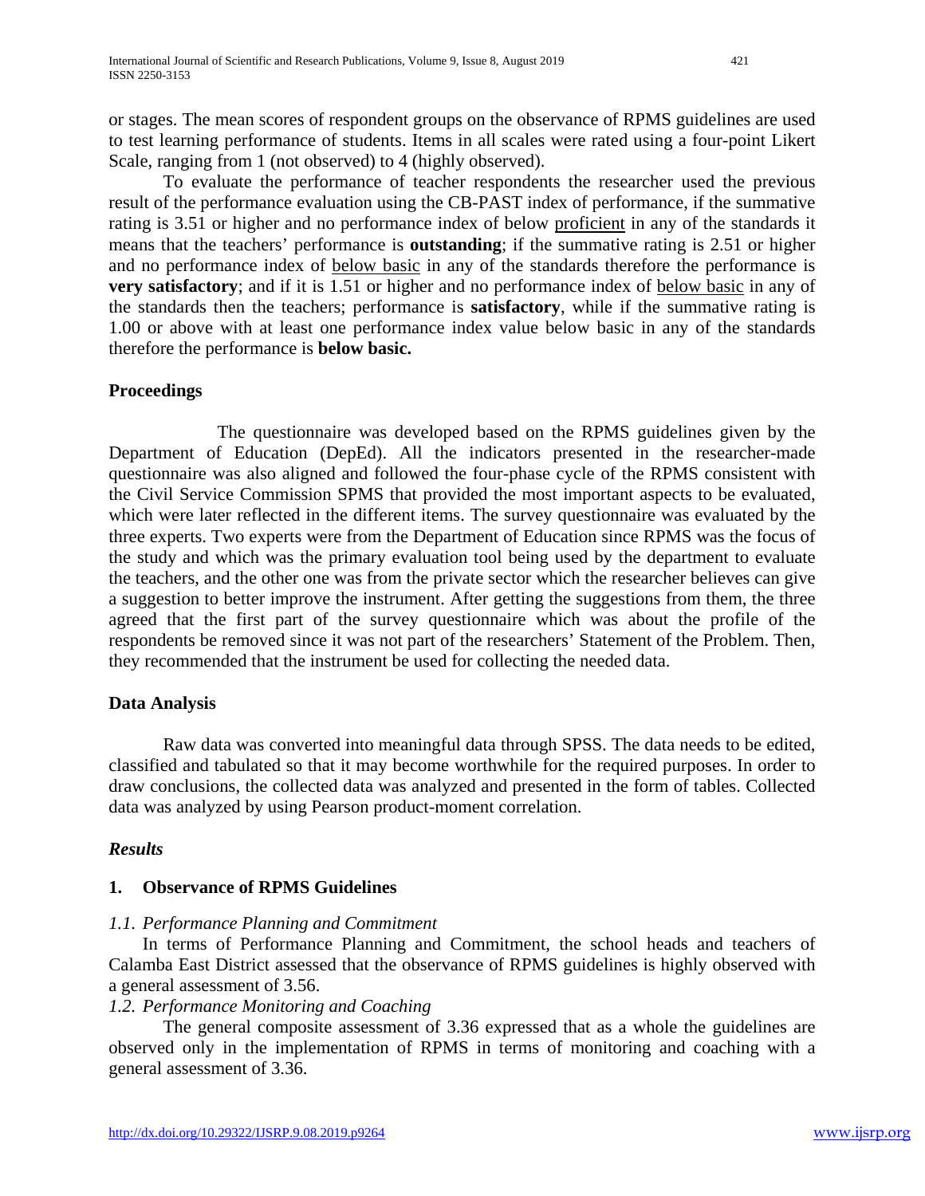or stages. The mean scores of respondent groups on the observance of RPMS guidelines are used to test learning performance of students. Items in all scales were rated using a four-point Likert Scale, ranging from 1 (not observed) to 4 (highly observed).

To evaluate the performance of teacher respondents the researcher used the previous result of the performance evaluation using the CB-PAST index of performance, if the summative rating is 3.51 or higher and no performance index of below proficient in any of the standards it means that the teachers' performance is **outstanding**; if the summative rating is 2.51 or higher and no performance index of below basic in any of the standards therefore the performance is **very satisfactory**; and if it is 1.51 or higher and no performance index of below basic in any of the standards then the teachers; performance is **satisfactory**, while if the summative rating is 1.00 or above with at least one performance index value below basic in any of the standards therefore the performance is **below basic.**

### Proceedings

The questionnaire was developed based on the RPMS guidelines given by the Department of Education (DepEd). All the indicators presented in the researcher-made questionnaire was also aligned and followed the four-phase cycle of the RPMS consistent with the Civil Service Commission SPMS that provided the most important aspects to be evaluated, which were later reflected in the different items. The survey questionnaire was evaluated by the three experts. Two experts were from the Department of Education since RPMS was the focus of the study and which was the primary evaluation tool being used by the department to evaluate the teachers, and the other one was from the private sector which the researcher believes can give a suggestion to better improve the instrument. After getting the suggestions from them, the three agreed that the first part of the survey questionnaire which was about the profile of the respondents be removed since it was not part of the researchers' Statement of the Problem. Then, they recommended that the instrument be used for collecting the needed data.

### Data Analysis

Raw data was converted into meaningful data through SPSS. The data needs to be edited, classified and tabulated so that it may become worthwhile for the required purposes. In order to draw conclusions, the collected data was analyzed and presented in the form of tables. Collected data was analyzed by using Pearson product-moment correlation.

### *Results*

### 1. Observance of RPMS Guidelines

*1.1. Performance Planning and Commitment*

In terms of Performance Planning and Commitment, the school heads and teachers of Calamba East District assessed that the observance of RPMS guidelines is highly observed with a general assessment of 3.56.

*1.2. Performance Monitoring and Coaching*

The general composite assessment of 3.36 expressed that as a whole the guidelines are observed only in the implementation of RPMS in terms of monitoring and coaching with a general assessment of 3.36.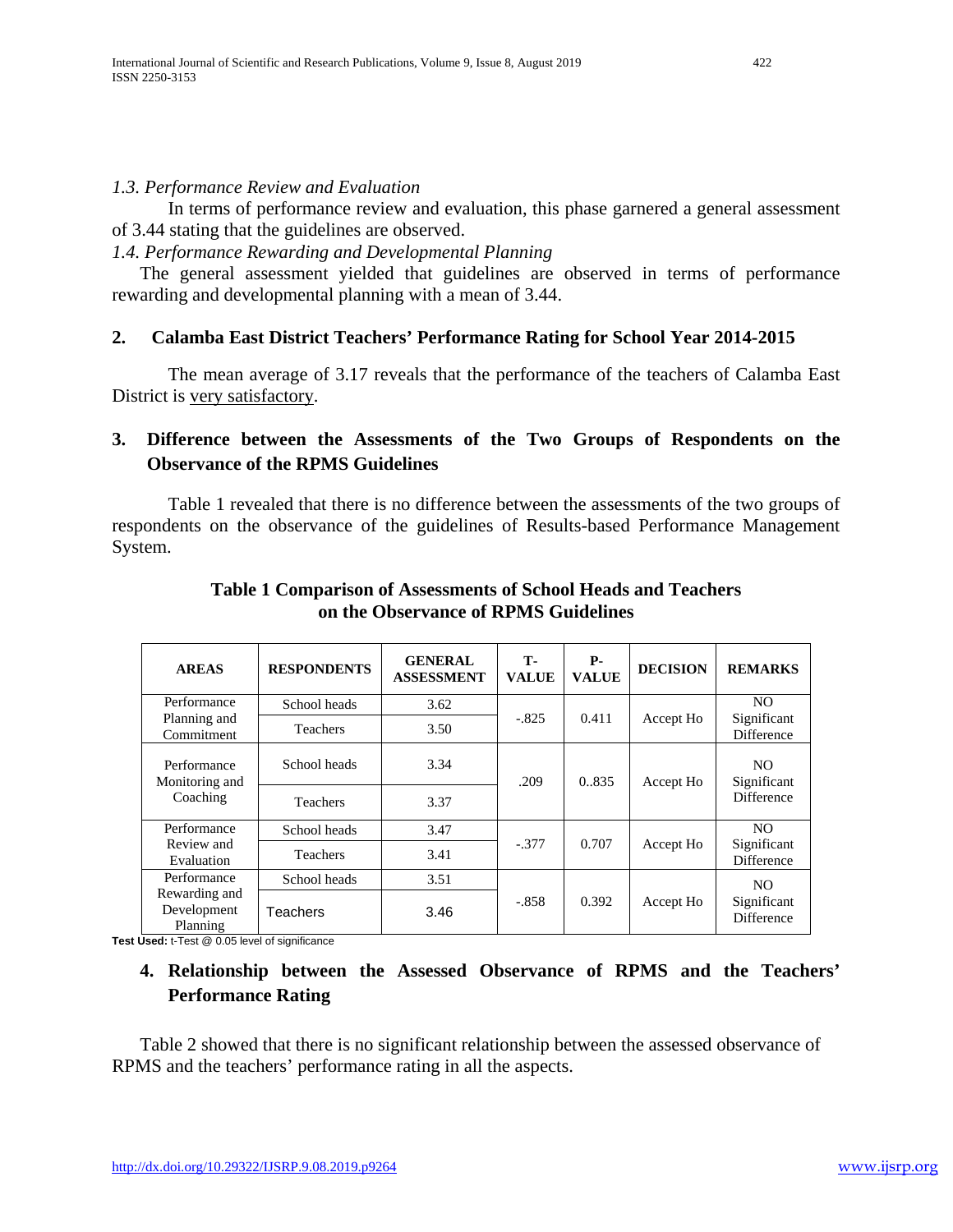*1.3. Performance Review and Evaluation*

In terms of performance review and evaluation, this phase garnered a general assessment of 3.44 stating that the guidelines are observed.

*1.4. Performance Rewarding and Developmental Planning*

The general assessment yielded that guidelines are observed in terms of performance rewarding and developmental planning with a mean of 3.44.

## 2. Calamba East District Teachers' Performance Rating for School Year 2014-2015

The mean average of 3.17 reveals that the performance of the teachers of Calamba East District is very satisfactory.

## 3. Difference between the Assessments of the Two Groups of Respondents on the Observance of the RPMS Guidelines

Table 1 revealed that there is no difference between the assessments of the two groups of respondents on the observance of the guidelines of Results-based Performance Management System.

**Table 1 Comparison of Assessments of School Heads and Teachers on the Observance of RPMS Guidelines**

| AREAS | RESPONDENTS | GENERAL ASSESSMENT | T-VALUE | P-VALUE | DECISION | REMARKS |
|---|---|---|---|---|---|---|
| Performance Planning and Commitment | School heads | 3.62 | -.825 | 0.411 | Accept Ho | NO Significant Difference |
| | Teachers | 3.50 | | | | |
| Performance Monitoring and Coaching | School heads | 3.34 | .209 | 0..835 | Accept Ho | NO Significant Difference |
| | Teachers | 3.37 | | | | |
| Performance Review and Evaluation | School heads | 3.47 | -.377 | 0.707 | Accept Ho | NO Significant Difference |
| | Teachers | 3.41 | | | | |
| Performance Rewarding and Development Planning | School heads | 3.51 | -.858 | 0.392 | Accept Ho | NO Significant Difference |
| | Teachers | 3.46 | | | | |

**Test Used:** t-Test @ 0.05 level of significance

## 4. Relationship between the Assessed Observance of RPMS and the Teachers' Performance Rating

Table 2 showed that there is no significant relationship between the assessed observance of RPMS and the teachers' performance rating in all the aspects.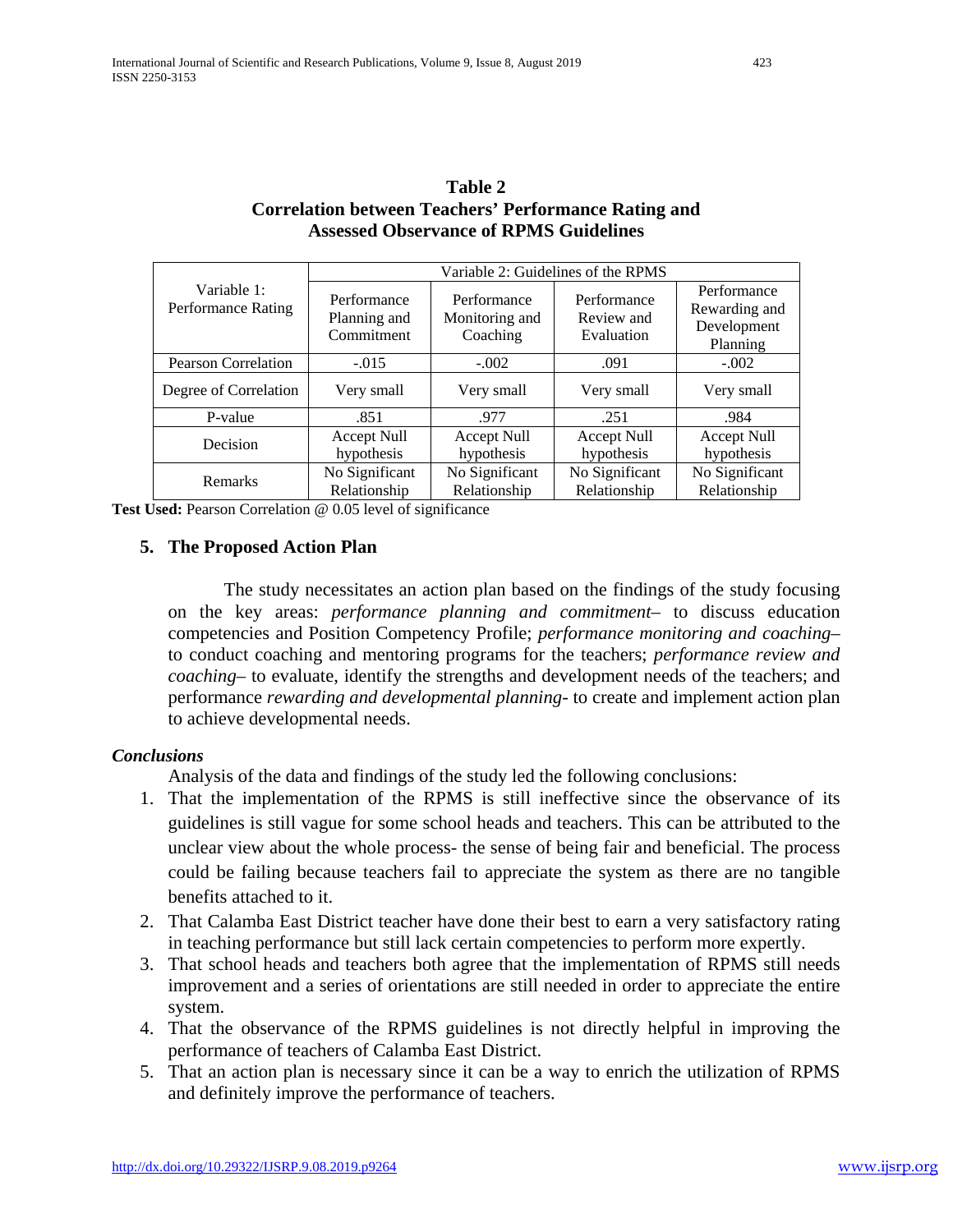**Table 2**
**Correlation between Teachers' Performance Rating and Assessed Observance of RPMS Guidelines**

| Variable 1: Performance Rating | Variable 2: Guidelines of the RPMS | | | |
|---|---|---|---|---|
| | Performance Planning and Commitment | Performance Monitoring and Coaching | Performance Review and Evaluation | Performance Rewarding and Development Planning |
| Pearson Correlation | -.015 | -.002 | .091 | -.002 |
| Degree of Correlation | Very small | Very small | Very small | Very small |
| P-value | .851 | .977 | .251 | .984 |
| Decision | Accept Null hypothesis | Accept Null hypothesis | Accept Null hypothesis | Accept Null hypothesis |
| Remarks | No Significant Relationship | No Significant Relationship | No Significant Relationship | No Significant Relationship |

**Test Used:** Pearson Correlation @ 0.05 level of significance

## 5. The Proposed Action Plan

The study necessitates an action plan based on the findings of the study focusing on the key areas: *performance planning and commitment*– to discuss education competencies and Position Competency Profile; *performance monitoring and coaching*– to conduct coaching and mentoring programs for the teachers; *performance review and coaching*– to evaluate, identify the strengths and development needs of the teachers; and performance *rewarding and developmental planning*- to create and implement action plan to achieve developmental needs.

### *Conclusions*

Analysis of the data and findings of the study led the following conclusions:

1. That the implementation of the RPMS is still ineffective since the observance of its guidelines is still vague for some school heads and teachers. This can be attributed to the unclear view about the whole process- the sense of being fair and beneficial. The process could be failing because teachers fail to appreciate the system as there are no tangible benefits attached to it.
2. That Calamba East District teacher have done their best to earn a very satisfactory rating in teaching performance but still lack certain competencies to perform more expertly.
3. That school heads and teachers both agree that the implementation of RPMS still needs improvement and a series of orientations are still needed in order to appreciate the entire system.
4. That the observance of the RPMS guidelines is not directly helpful in improving the performance of teachers of Calamba East District.
5. That an action plan is necessary since it can be a way to enrich the utilization of RPMS and definitely improve the performance of teachers.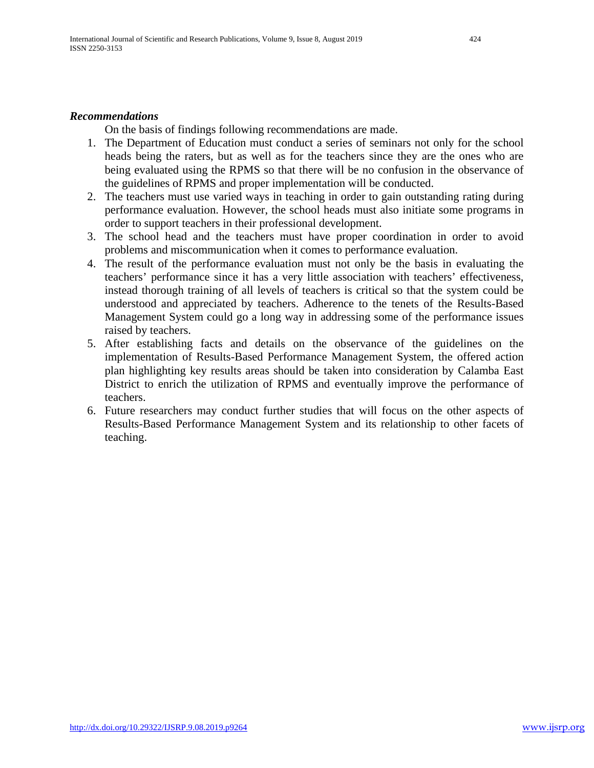***Recommendations***

On the basis of findings following recommendations are made.

1. The Department of Education must conduct a series of seminars not only for the school heads being the raters, but as well as for the teachers since they are the ones who are being evaluated using the RPMS so that there will be no confusion in the observance of the guidelines of RPMS and proper implementation will be conducted.
2. The teachers must use varied ways in teaching in order to gain outstanding rating during performance evaluation. However, the school heads must also initiate some programs in order to support teachers in their professional development.
3. The school head and the teachers must have proper coordination in order to avoid problems and miscommunication when it comes to performance evaluation.
4. The result of the performance evaluation must not only be the basis in evaluating the teachers' performance since it has a very little association with teachers' effectiveness, instead thorough training of all levels of teachers is critical so that the system could be understood and appreciated by teachers. Adherence to the tenets of the Results-Based Management System could go a long way in addressing some of the performance issues raised by teachers.
5. After establishing facts and details on the observance of the guidelines on the implementation of Results-Based Performance Management System, the offered action plan highlighting key results areas should be taken into consideration by Calamba East District to enrich the utilization of RPMS and eventually improve the performance of teachers.
6. Future researchers may conduct further studies that will focus on the other aspects of Results-Based Performance Management System and its relationship to other facets of teaching.